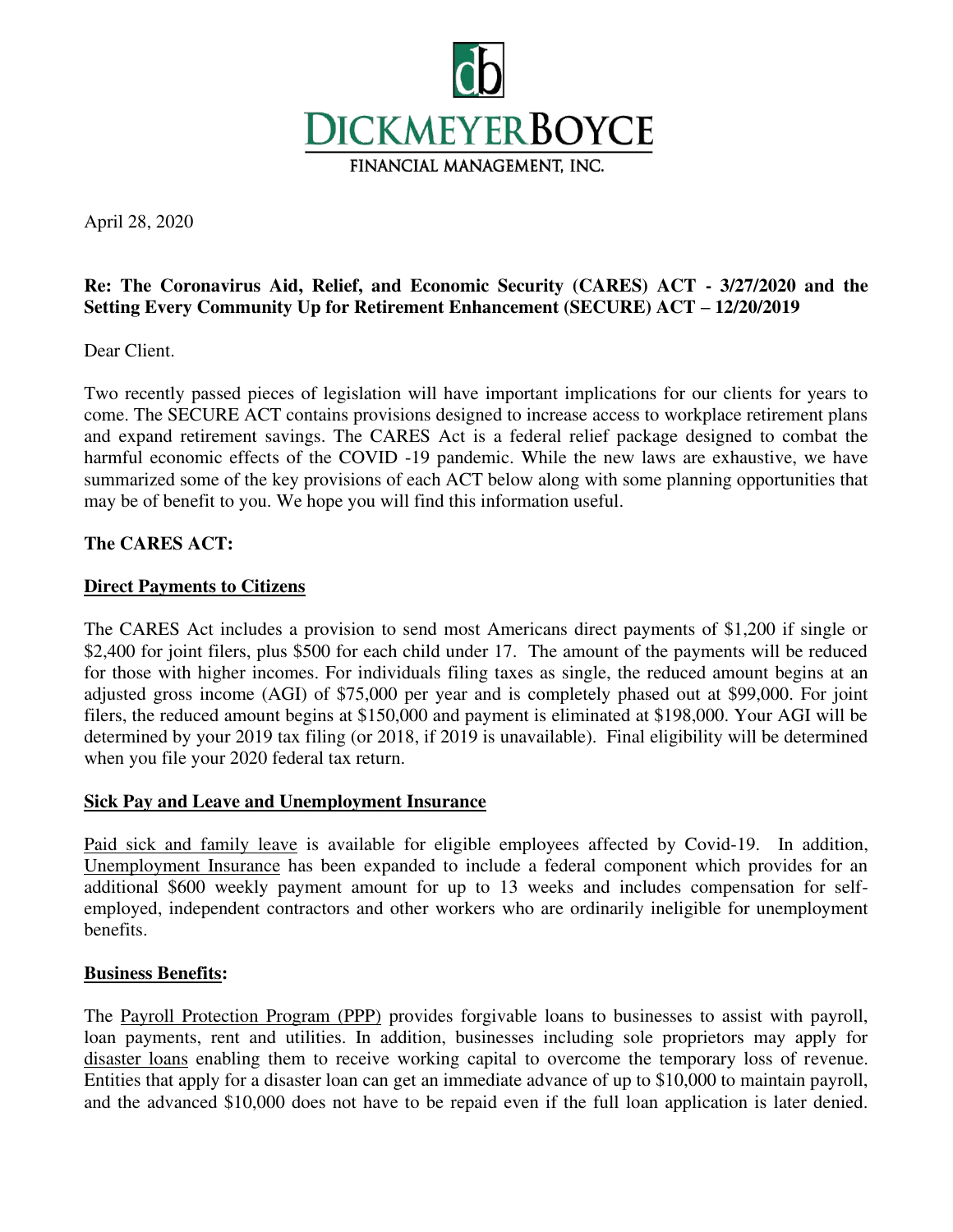DICKMEYER BOYCE

FINANCIAL MANAGEMENT, INC.

April 28, 2020

**Re: The Coronavirus Aid, Relief, and Economic Security (CARES) ACT - 3/27/2020 and the Setting Every Community Up for Retirement Enhancement (SECURE) ACT – 12/20/2019**

Dear Client.

Two recently passed pieces of legislation will have important implications for our clients for years to come. The SECURE ACT contains provisions designed to increase access to workplace retirement plans and expand retirement savings. The CARES Act is a federal relief package designed to combat the harmful economic effects of the COVID -19 pandemic. While the new laws are exhaustive, we have summarized some of the key provisions of each ACT below along with some planning opportunities that may be of benefit to you. We hope you will find this information useful.

**The CARES ACT:**

**Direct Payments to Citizens**

The CARES Act includes a provision to send most Americans direct payments of $1,200 if single or $2,400 for joint filers, plus $500 for each child under 17. The amount of the payments will be reduced for those with higher incomes. For individuals filing taxes as single, the reduced amount begins at an adjusted gross income (AGI) of $75,000 per year and is completely phased out at $99,000. For joint filers, the reduced amount begins at $150,000 and payment is eliminated at $198,000. Your AGI will be determined by your 2019 tax filing (or 2018, if 2019 is unavailable). Final eligibility will be determined when you file your 2020 federal tax return.

**Sick Pay and Leave and Unemployment Insurance**

Paid sick and family leave is available for eligible employees affected by Covid-19. In addition, Unemployment Insurance has been expanded to include a federal component which provides for an additional $600 weekly payment amount for up to 13 weeks and includes compensation for self-employed, independent contractors and other workers who are ordinarily ineligible for unemployment benefits.

**Business Benefits:**

The Payroll Protection Program (PPP) provides forgivable loans to businesses to assist with payroll, loan payments, rent and utilities. In addition, businesses including sole proprietors may apply for disaster loans enabling them to receive working capital to overcome the temporary loss of revenue. Entities that apply for a disaster loan can get an immediate advance of up to $10,000 to maintain payroll, and the advanced $10,000 does not have to be repaid even if the full loan application is later denied.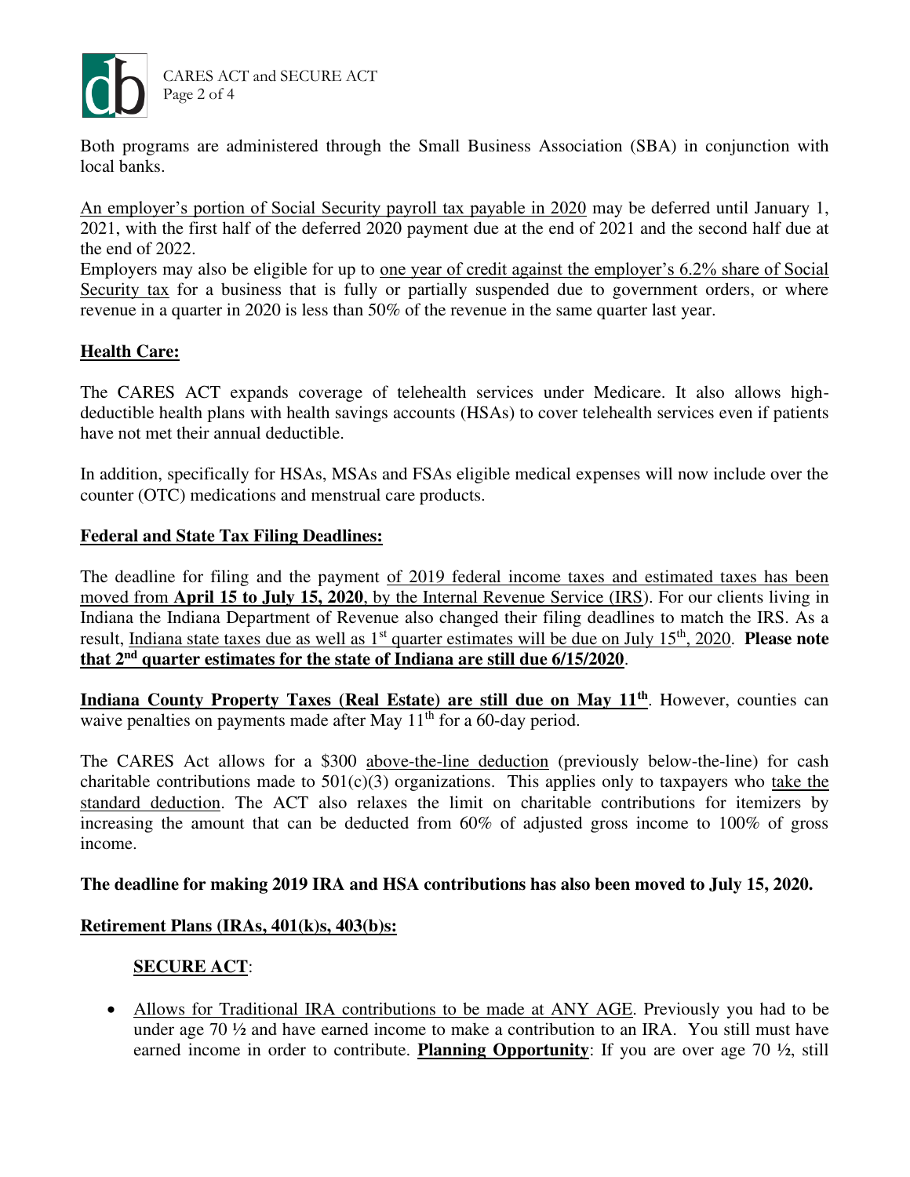Both programs are administered through the Small Business Association (SBA) in conjunction with local banks.

An employer's portion of Social Security payroll tax payable in 2020 may be deferred until January 1, 2021, with the first half of the deferred 2020 payment due at the end of 2021 and the second half due at the end of 2022.
Employers may also be eligible for up to one year of credit against the employer's 6.2% share of Social Security tax for a business that is fully or partially suspended due to government orders, or where revenue in a quarter in 2020 is less than 50% of the revenue in the same quarter last year.

**Health Care:**

The CARES ACT expands coverage of telehealth services under Medicare. It also allows high-deductible health plans with health savings accounts (HSAs) to cover telehealth services even if patients have not met their annual deductible.

In addition, specifically for HSAs, MSAs and FSAs eligible medical expenses will now include over the counter (OTC) medications and menstrual care products.

**Federal and State Tax Filing Deadlines:**

The deadline for filing and the payment of 2019 federal income taxes and estimated taxes has been moved from **April 15 to July 15, 2020**, by the Internal Revenue Service (IRS). For our clients living in Indiana the Indiana Department of Revenue also changed their filing deadlines to match the IRS. As a result, Indiana state taxes due as well as 1st quarter estimates will be due on July 15th, 2020. **Please note that 2nd quarter estimates for the state of Indiana are still due 6/15/2020**.

**Indiana County Property Taxes (Real Estate) are still due on May 11th**. However, counties can waive penalties on payments made after May 11th for a 60-day period.

The CARES Act allows for a \$300 above-the-line deduction (previously below-the-line) for cash charitable contributions made to 501(c)(3) organizations. This applies only to taxpayers who take the standard deduction. The ACT also relaxes the limit on charitable contributions for itemizers by increasing the amount that can be deducted from 60% of adjusted gross income to 100% of gross income.

**The deadline for making 2019 IRA and HSA contributions has also been moved to July 15, 2020.**

**Retirement Plans (IRAs, 401(k)s, 403(b)s:**

**SECURE ACT**:

- Allows for Traditional IRA contributions to be made at ANY AGE. Previously you had to be under age 70 ½ and have earned income to make a contribution to an IRA. You still must have earned income in order to contribute. **Planning Opportunity**: If you are over age 70 ½, still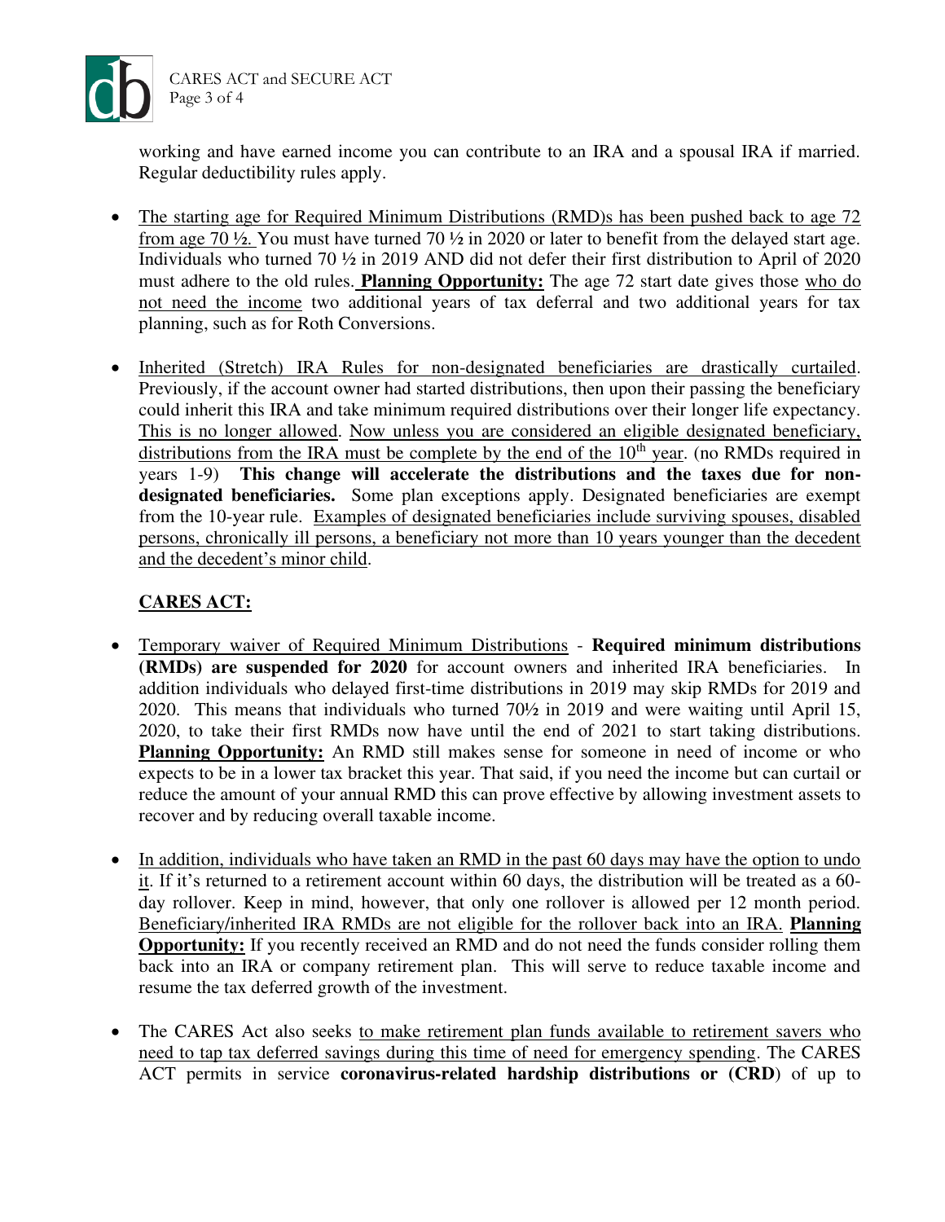working and have earned income you can contribute to an IRA and a spousal IRA if married. Regular deductibility rules apply.

- The starting age for Required Minimum Distributions (RMD)s has been pushed back to age 72 from age 70 ½. You must have turned 70 ½ in 2020 or later to benefit from the delayed start age. Individuals who turned 70 ½ in 2019 AND did not defer their first distribution to April of 2020 must adhere to the old rules. **Planning Opportunity:** The age 72 start date gives those who do not need the income two additional years of tax deferral and two additional years for tax planning, such as for Roth Conversions.

- Inherited (Stretch) IRA Rules for non-designated beneficiaries are drastically curtailed. Previously, if the account owner had started distributions, then upon their passing the beneficiary could inherit this IRA and take minimum required distributions over their longer life expectancy. This is no longer allowed. Now unless you are considered an eligible designated beneficiary, distributions from the IRA must be complete by the end of the 10th year. (no RMDs required in years 1-9) **This change will accelerate the distributions and the taxes due for non-designated beneficiaries.** Some plan exceptions apply. Designated beneficiaries are exempt from the 10-year rule. Examples of designated beneficiaries include surviving spouses, disabled persons, chronically ill persons, a beneficiary not more than 10 years younger than the decedent and the decedent's minor child.

## CARES ACT:

- Temporary waiver of Required Minimum Distributions - **Required minimum distributions (RMDs) are suspended for 2020** for account owners and inherited IRA beneficiaries. In addition individuals who delayed first-time distributions in 2019 may skip RMDs for 2019 and 2020. This means that individuals who turned 70½ in 2019 and were waiting until April 15, 2020, to take their first RMDs now have until the end of 2021 to start taking distributions. **Planning Opportunity:** An RMD still makes sense for someone in need of income or who expects to be in a lower tax bracket this year. That said, if you need the income but can curtail or reduce the amount of your annual RMD this can prove effective by allowing investment assets to recover and by reducing overall taxable income.

- In addition, individuals who have taken an RMD in the past 60 days may have the option to undo it. If it's returned to a retirement account within 60 days, the distribution will be treated as a 60-day rollover. Keep in mind, however, that only one rollover is allowed per 12 month period. Beneficiary/inherited IRA RMDs are not eligible for the rollover back into an IRA. **Planning Opportunity:** If you recently received an RMD and do not need the funds consider rolling them back into an IRA or company retirement plan. This will serve to reduce taxable income and resume the tax deferred growth of the investment.

- The CARES Act also seeks to make retirement plan funds available to retirement savers who need to tap tax deferred savings during this time of need for emergency spending. The CARES ACT permits in service **coronavirus-related hardship distributions or (CRD**) of up to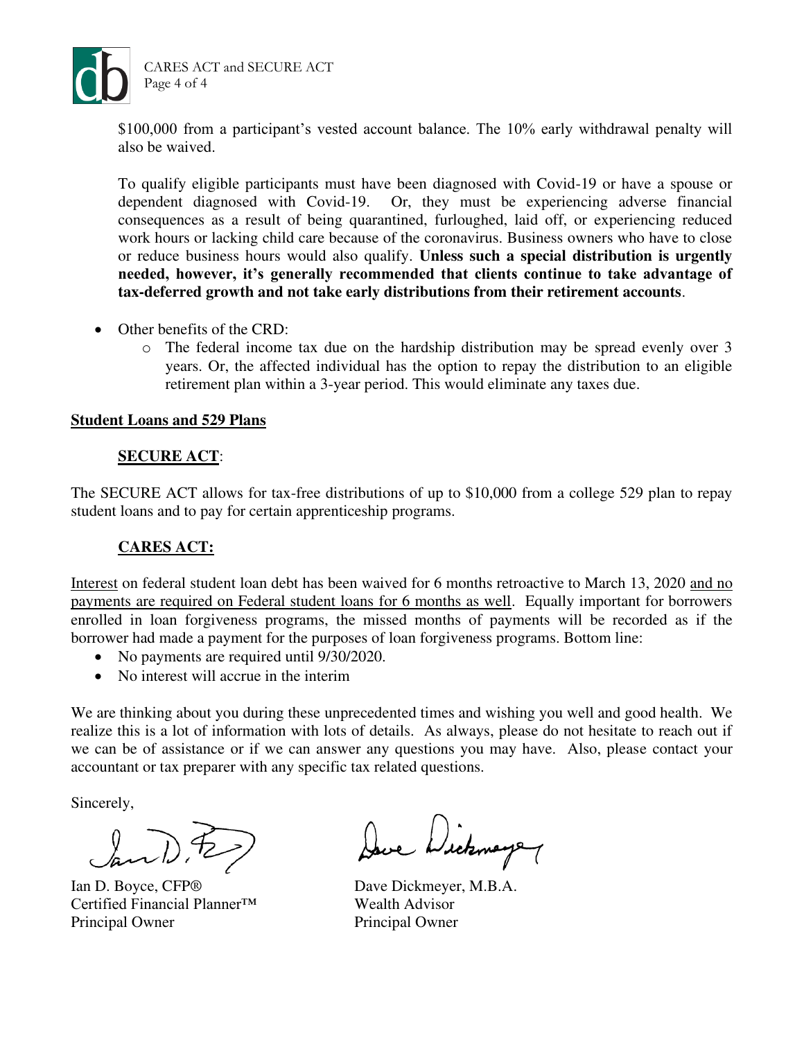$100,000 from a participant's vested account balance. The 10% early withdrawal penalty will also be waived.

To qualify eligible participants must have been diagnosed with Covid-19 or have a spouse or dependent diagnosed with Covid-19. Or, they must be experiencing adverse financial consequences as a result of being quarantined, furloughed, laid off, or experiencing reduced work hours or lacking child care because of the coronavirus. Business owners who have to close or reduce business hours would also qualify. **Unless such a special distribution is urgently needed, however, it's generally recommended that clients continue to take advantage of tax-deferred growth and not take early distributions from their retirement accounts**.

- Other benefits of the CRD:
  - The federal income tax due on the hardship distribution may be spread evenly over 3 years. Or, the affected individual has the option to repay the distribution to an eligible retirement plan within a 3-year period. This would eliminate any taxes due.

## Student Loans and 529 Plans

### SECURE ACT:

The SECURE ACT allows for tax-free distributions of up to $10,000 from a college 529 plan to repay student loans and to pay for certain apprenticeship programs.

### CARES ACT:

Interest on federal student loan debt has been waived for 6 months retroactive to March 13, 2020 and no payments are required on Federal student loans for 6 months as well. Equally important for borrowers enrolled in loan forgiveness programs, the missed months of payments will be recorded as if the borrower had made a payment for the purposes of loan forgiveness programs. Bottom line:

- No payments are required until 9/30/2020.
- No interest will accrue in the interim

We are thinking about you during these unprecedented times and wishing you well and good health. We realize this is a lot of information with lots of details. As always, please do not hesitate to reach out if we can be of assistance or if we can answer any questions you may have. Also, please contact your accountant or tax preparer with any specific tax related questions.

Sincerely,

Ian D. Boyce, CFP®
Certified Financial Planner™
Principal Owner

Dave Dickmeyer, M.B.A.
Wealth Advisor
Principal Owner